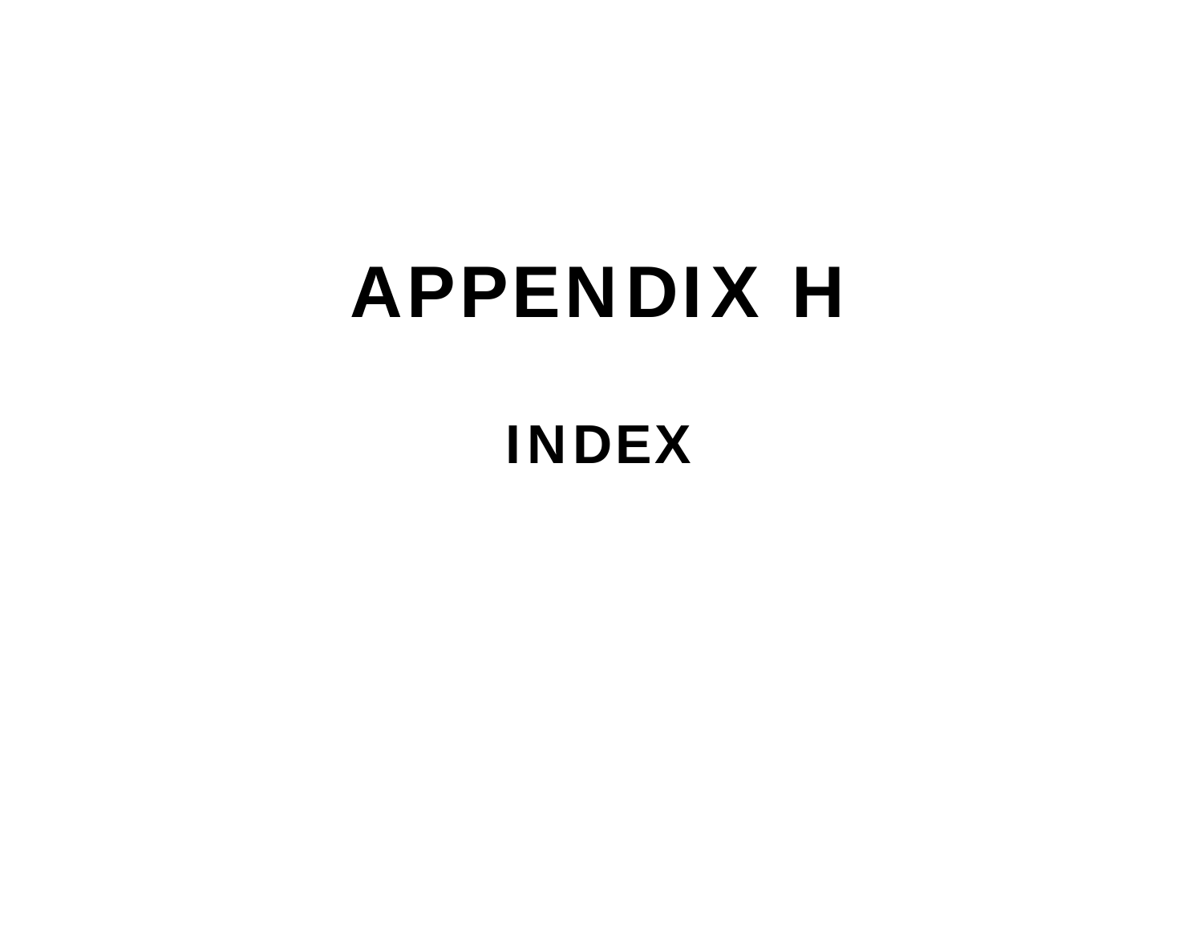# APPENDIX H

## INDEX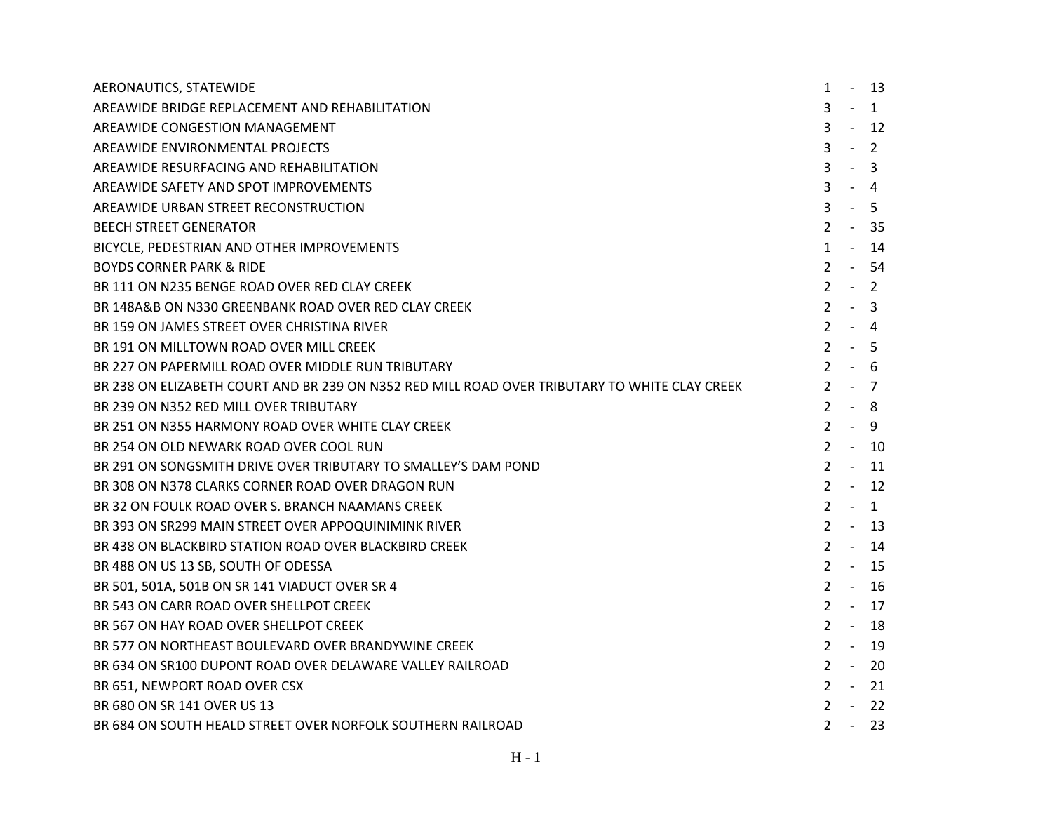| | |
|---|---|
| AERONAUTICS, STATEWIDE | 1 - 13 |
| AREAWIDE BRIDGE REPLACEMENT AND REHABILITATION | 3 - 1 |
| AREAWIDE CONGESTION MANAGEMENT | 3 - 12 |
| AREAWIDE ENVIRONMENTAL PROJECTS | 3 - 2 |
| AREAWIDE RESURFACING AND REHABILITATION | 3 - 3 |
| AREAWIDE SAFETY AND SPOT IMPROVEMENTS | 3 - 4 |
| AREAWIDE URBAN STREET RECONSTRUCTION | 3 - 5 |
| BEECH STREET GENERATOR | 2 - 35 |
| BICYCLE, PEDESTRIAN AND OTHER IMPROVEMENTS | 1 - 14 |
| BOYDS CORNER PARK & RIDE | 2 - 54 |
| BR 111 ON N235 BENGE ROAD OVER RED CLAY CREEK | 2 - 2 |
| BR 148A&B ON N330 GREENBANK ROAD OVER RED CLAY CREEK | 2 - 3 |
| BR 159 ON JAMES STREET OVER CHRISTINA RIVER | 2 - 4 |
| BR 191 ON MILLTOWN ROAD OVER MILL CREEK | 2 - 5 |
| BR 227 ON PAPERMILL ROAD OVER MIDDLE RUN TRIBUTARY | 2 - 6 |
| BR 238 ON ELIZABETH COURT AND BR 239 ON N352 RED MILL ROAD OVER TRIBUTARY TO WHITE CLAY CREEK | 2 - 7 |
| BR 239 ON N352 RED MILL OVER TRIBUTARY | 2 - 8 |
| BR 251 ON N355 HARMONY ROAD OVER WHITE CLAY CREEK | 2 - 9 |
| BR 254 ON OLD NEWARK ROAD OVER COOL RUN | 2 - 10 |
| BR 291 ON SONGSMITH DRIVE OVER TRIBUTARY TO SMALLEY'S DAM POND | 2 - 11 |
| BR 308 ON N378 CLARKS CORNER ROAD OVER DRAGON RUN | 2 - 12 |
| BR 32 ON FOULK ROAD OVER S. BRANCH NAAMANS CREEK | 2 - 1 |
| BR 393 ON SR299 MAIN STREET OVER APPOQUINIMINK RIVER | 2 - 13 |
| BR 438 ON BLACKBIRD STATION ROAD OVER BLACKBIRD CREEK | 2 - 14 |
| BR 488 ON US 13 SB, SOUTH OF ODESSA | 2 - 15 |
| BR 501, 501A, 501B ON SR 141 VIADUCT OVER SR 4 | 2 - 16 |
| BR 543 ON CARR ROAD OVER SHELLPOT CREEK | 2 - 17 |
| BR 567 ON HAY ROAD OVER SHELLPOT CREEK | 2 - 18 |
| BR 577 ON NORTHEAST BOULEVARD OVER BRANDYWINE CREEK | 2 - 19 |
| BR 634 ON SR100 DUPONT ROAD OVER DELAWARE VALLEY RAILROAD | 2 - 20 |
| BR 651, NEWPORT ROAD OVER CSX | 2 - 21 |
| BR 680 ON SR 141 OVER US 13 | 2 - 22 |
| BR 684 ON SOUTH HEALD STREET OVER NORFOLK SOUTHERN RAILROAD | 2 - 23 |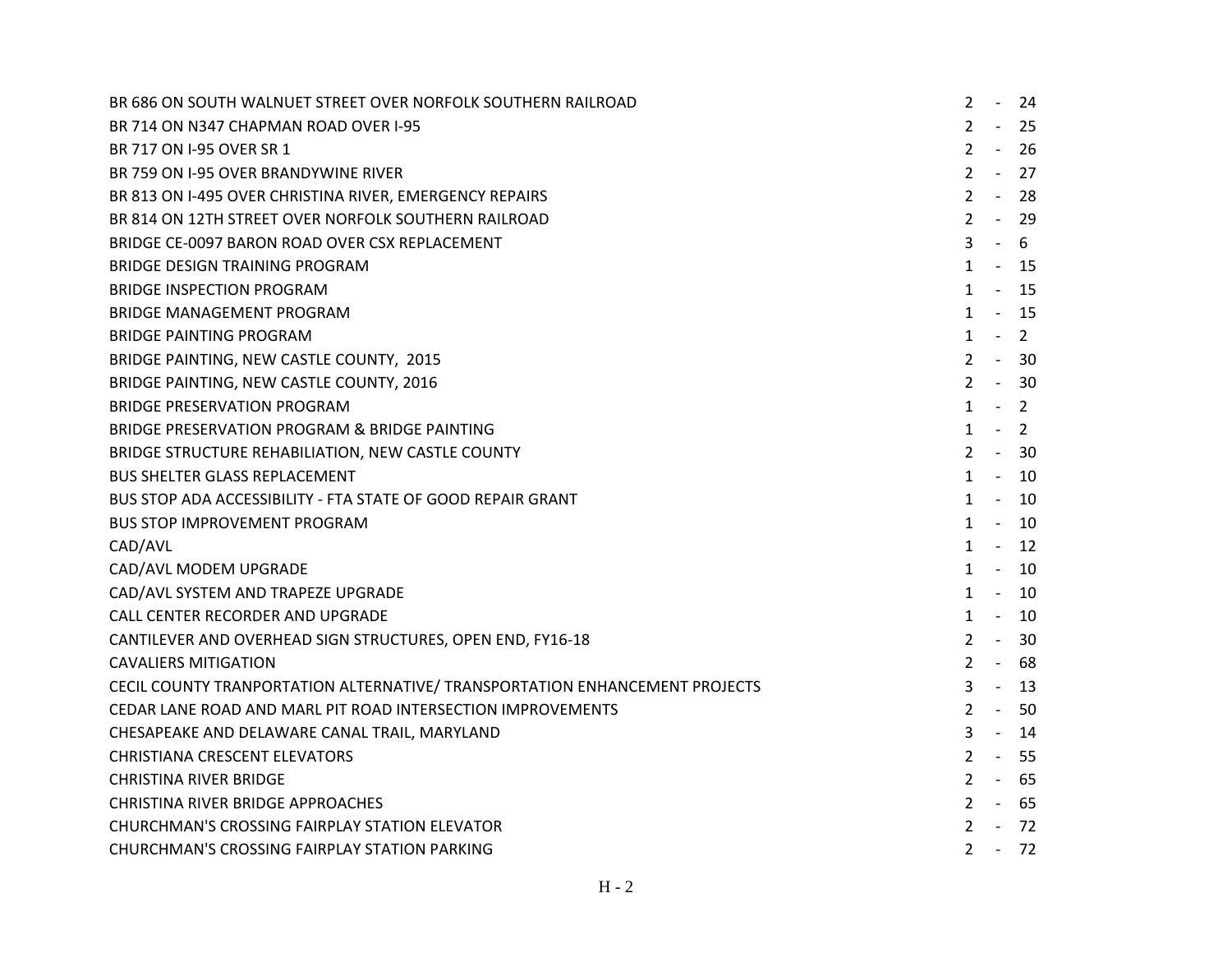| | |
|---|---|
| BR 686 ON SOUTH WALNUET STREET OVER NORFOLK SOUTHERN RAILROAD | 2 - 24 |
| BR 714 ON N347 CHAPMAN ROAD OVER I-95 | 2 - 25 |
| BR 717 ON I-95 OVER SR 1 | 2 - 26 |
| BR 759 ON I-95 OVER BRANDYWINE RIVER | 2 - 27 |
| BR 813 ON I-495 OVER CHRISTINA RIVER, EMERGENCY REPAIRS | 2 - 28 |
| BR 814 ON 12TH STREET OVER NORFOLK SOUTHERN RAILROAD | 2 - 29 |
| BRIDGE CE-0097 BARON ROAD OVER CSX REPLACEMENT | 3 - 6 |
| BRIDGE DESIGN TRAINING PROGRAM | 1 - 15 |
| BRIDGE INSPECTION PROGRAM | 1 - 15 |
| BRIDGE MANAGEMENT PROGRAM | 1 - 15 |
| BRIDGE PAINTING PROGRAM | 1 - 2 |
| BRIDGE PAINTING, NEW CASTLE COUNTY, 2015 | 2 - 30 |
| BRIDGE PAINTING, NEW CASTLE COUNTY, 2016 | 2 - 30 |
| BRIDGE PRESERVATION PROGRAM | 1 - 2 |
| BRIDGE PRESERVATION PROGRAM & BRIDGE PAINTING | 1 - 2 |
| BRIDGE STRUCTURE REHABILIATION, NEW CASTLE COUNTY | 2 - 30 |
| BUS SHELTER GLASS REPLACEMENT | 1 - 10 |
| BUS STOP ADA ACCESSIBILITY - FTA STATE OF GOOD REPAIR GRANT | 1 - 10 |
| BUS STOP IMPROVEMENT PROGRAM | 1 - 10 |
| CAD/AVL | 1 - 12 |
| CAD/AVL MODEM UPGRADE | 1 - 10 |
| CAD/AVL SYSTEM AND TRAPEZE UPGRADE | 1 - 10 |
| CALL CENTER RECORDER AND UPGRADE | 1 - 10 |
| CANTILEVER AND OVERHEAD SIGN STRUCTURES, OPEN END, FY16-18 | 2 - 30 |
| CAVALIERS MITIGATION | 2 - 68 |
| CECIL COUNTY TRANPORTATION ALTERNATIVE/ TRANSPORTATION ENHANCEMENT PROJECTS | 3 - 13 |
| CEDAR LANE ROAD AND MARL PIT ROAD INTERSECTION IMPROVEMENTS | 2 - 50 |
| CHESAPEAKE AND DELAWARE CANAL TRAIL, MARYLAND | 3 - 14 |
| CHRISTIANA CRESCENT ELEVATORS | 2 - 55 |
| CHRISTINA RIVER BRIDGE | 2 - 65 |
| CHRISTINA RIVER BRIDGE APPROACHES | 2 - 65 |
| CHURCHMAN'S CROSSING FAIRPLAY STATION ELEVATOR | 2 - 72 |
| CHURCHMAN'S CROSSING FAIRPLAY STATION PARKING | 2 - 72 |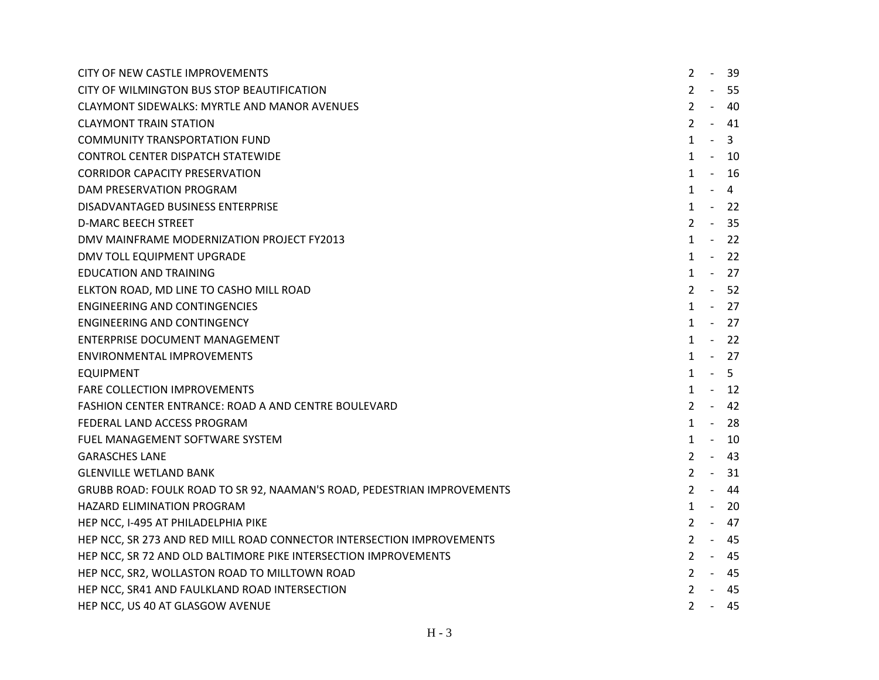| | |
|---|---|
| CITY OF NEW CASTLE IMPROVEMENTS | 2 - 39 |
| CITY OF WILMINGTON BUS STOP BEAUTIFICATION | 2 - 55 |
| CLAYMONT SIDEWALKS: MYRTLE AND MANOR AVENUES | 2 - 40 |
| CLAYMONT TRAIN STATION | 2 - 41 |
| COMMUNITY TRANSPORTATION FUND | 1 - 3 |
| CONTROL CENTER DISPATCH STATEWIDE | 1 - 10 |
| CORRIDOR CAPACITY PRESERVATION | 1 - 16 |
| DAM PRESERVATION PROGRAM | 1 - 4 |
| DISADVANTAGED BUSINESS ENTERPRISE | 1 - 22 |
| D-MARC BEECH STREET | 2 - 35 |
| DMV MAINFRAME MODERNIZATION PROJECT FY2013 | 1 - 22 |
| DMV TOLL EQUIPMENT UPGRADE | 1 - 22 |
| EDUCATION AND TRAINING | 1 - 27 |
| ELKTON ROAD, MD LINE TO CASHO MILL ROAD | 2 - 52 |
| ENGINEERING AND CONTINGENCIES | 1 - 27 |
| ENGINEERING AND CONTINGENCY | 1 - 27 |
| ENTERPRISE DOCUMENT MANAGEMENT | 1 - 22 |
| ENVIRONMENTAL IMPROVEMENTS | 1 - 27 |
| EQUIPMENT | 1 - 5 |
| FARE COLLECTION IMPROVEMENTS | 1 - 12 |
| FASHION CENTER ENTRANCE: ROAD A AND CENTRE BOULEVARD | 2 - 42 |
| FEDERAL LAND ACCESS PROGRAM | 1 - 28 |
| FUEL MANAGEMENT SOFTWARE SYSTEM | 1 - 10 |
| GARASCHES LANE | 2 - 43 |
| GLENVILLE WETLAND BANK | 2 - 31 |
| GRUBB ROAD: FOULK ROAD TO SR 92, NAAMAN'S ROAD, PEDESTRIAN IMPROVEMENTS | 2 - 44 |
| HAZARD ELIMINATION PROGRAM | 1 - 20 |
| HEP NCC, I-495 AT PHILADELPHIA PIKE | 2 - 47 |
| HEP NCC, SR 273 AND RED MILL ROAD CONNECTOR INTERSECTION IMPROVEMENTS | 2 - 45 |
| HEP NCC, SR 72 AND OLD BALTIMORE PIKE INTERSECTION IMPROVEMENTS | 2 - 45 |
| HEP NCC, SR2, WOLLASTON ROAD TO MILLTOWN ROAD | 2 - 45 |
| HEP NCC, SR41 AND FAULKLAND ROAD INTERSECTION | 2 - 45 |
| HEP NCC, US 40 AT GLASGOW AVENUE | 2 - 45 |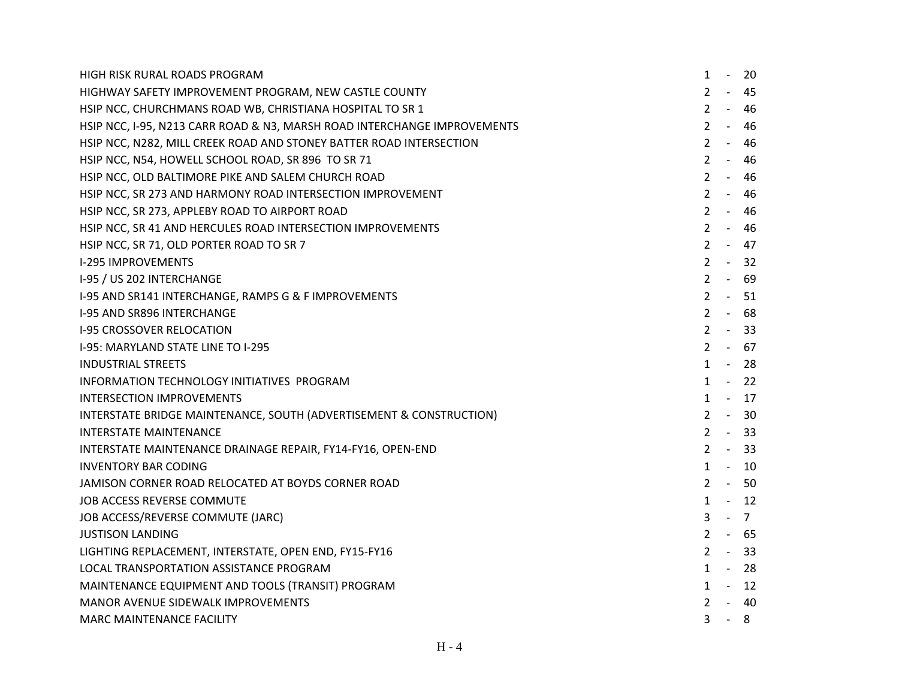| | |
|---|---|
| HIGH RISK RURAL ROADS PROGRAM | 1 - 20 |
| HIGHWAY SAFETY IMPROVEMENT PROGRAM, NEW CASTLE COUNTY | 2 - 45 |
| HSIP NCC, CHURCHMANS ROAD WB, CHRISTIANA HOSPITAL TO SR 1 | 2 - 46 |
| HSIP NCC, I-95, N213 CARR ROAD & N3, MARSH ROAD INTERCHANGE IMPROVEMENTS | 2 - 46 |
| HSIP NCC, N282, MILL CREEK ROAD AND STONEY BATTER ROAD INTERSECTION | 2 - 46 |
| HSIP NCC, N54, HOWELL SCHOOL ROAD, SR 896 TO SR 71 | 2 - 46 |
| HSIP NCC, OLD BALTIMORE PIKE AND SALEM CHURCH ROAD | 2 - 46 |
| HSIP NCC, SR 273 AND HARMONY ROAD INTERSECTION IMPROVEMENT | 2 - 46 |
| HSIP NCC, SR 273, APPLEBY ROAD TO AIRPORT ROAD | 2 - 46 |
| HSIP NCC, SR 41 AND HERCULES ROAD INTERSECTION IMPROVEMENTS | 2 - 46 |
| HSIP NCC, SR 71, OLD PORTER ROAD TO SR 7 | 2 - 47 |
| I-295 IMPROVEMENTS | 2 - 32 |
| I-95 / US 202 INTERCHANGE | 2 - 69 |
| I-95 AND SR141 INTERCHANGE, RAMPS G & F IMPROVEMENTS | 2 - 51 |
| I-95 AND SR896 INTERCHANGE | 2 - 68 |
| I-95 CROSSOVER RELOCATION | 2 - 33 |
| I-95: MARYLAND STATE LINE TO I-295 | 2 - 67 |
| INDUSTRIAL STREETS | 1 - 28 |
| INFORMATION TECHNOLOGY INITIATIVES PROGRAM | 1 - 22 |
| INTERSECTION IMPROVEMENTS | 1 - 17 |
| INTERSTATE BRIDGE MAINTENANCE, SOUTH (ADVERTISEMENT & CONSTRUCTION) | 2 - 30 |
| INTERSTATE MAINTENANCE | 2 - 33 |
| INTERSTATE MAINTENANCE DRAINAGE REPAIR, FY14-FY16, OPEN-END | 2 - 33 |
| INVENTORY BAR CODING | 1 - 10 |
| JAMISON CORNER ROAD RELOCATED AT BOYDS CORNER ROAD | 2 - 50 |
| JOB ACCESS REVERSE COMMUTE | 1 - 12 |
| JOB ACCESS/REVERSE COMMUTE (JARC) | 3 - 7 |
| JUSTISON LANDING | 2 - 65 |
| LIGHTING REPLACEMENT, INTERSTATE, OPEN END, FY15-FY16 | 2 - 33 |
| LOCAL TRANSPORTATION ASSISTANCE PROGRAM | 1 - 28 |
| MAINTENANCE EQUIPMENT AND TOOLS (TRANSIT) PROGRAM | 1 - 12 |
| MANOR AVENUE SIDEWALK IMPROVEMENTS | 2 - 40 |
| MARC MAINTENANCE FACILITY | 3 - 8 |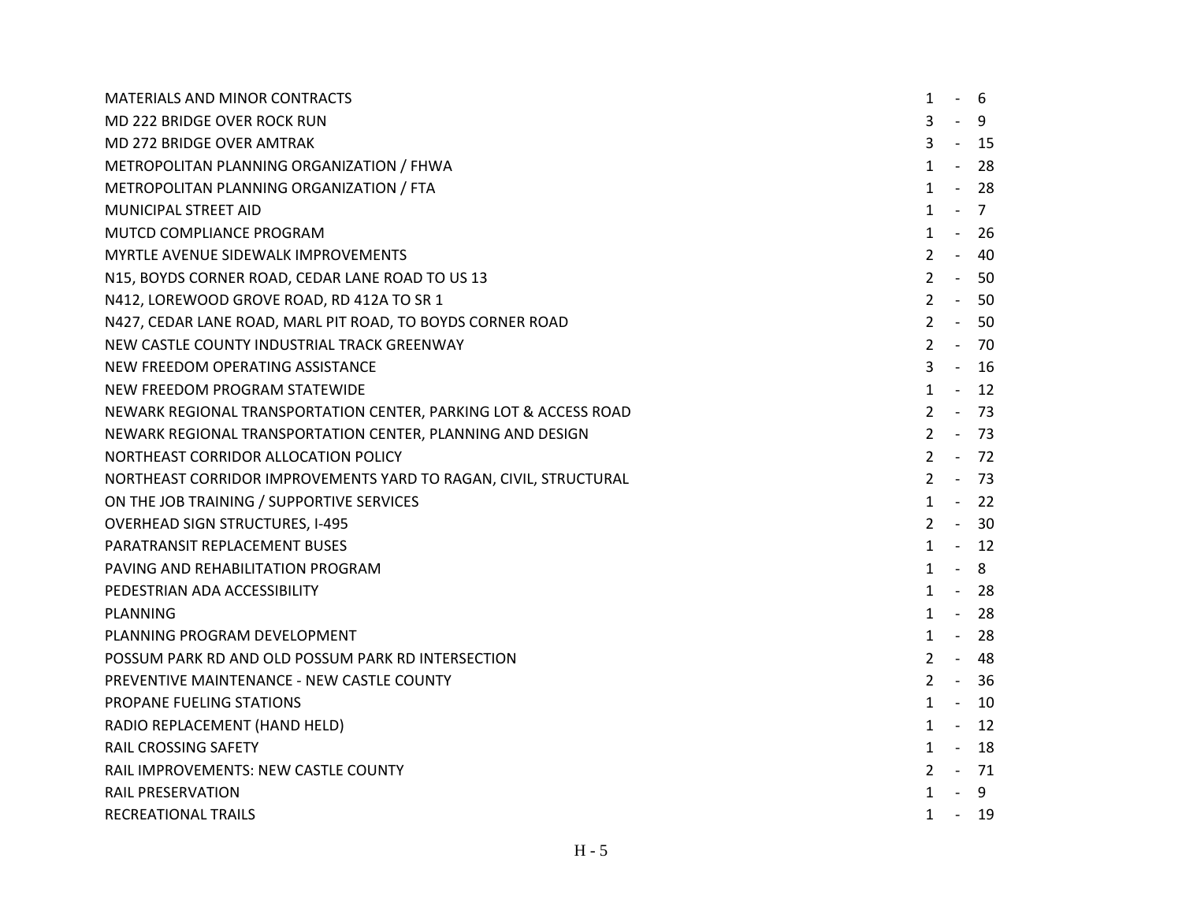| | |
|---|---|
| MATERIALS AND MINOR CONTRACTS | 1 - 6 |
| MD 222 BRIDGE OVER ROCK RUN | 3 - 9 |
| MD 272 BRIDGE OVER AMTRAK | 3 - 15 |
| METROPOLITAN PLANNING ORGANIZATION / FHWA | 1 - 28 |
| METROPOLITAN PLANNING ORGANIZATION / FTA | 1 - 28 |
| MUNICIPAL STREET AID | 1 - 7 |
| MUTCD COMPLIANCE PROGRAM | 1 - 26 |
| MYRTLE AVENUE SIDEWALK IMPROVEMENTS | 2 - 40 |
| N15, BOYDS CORNER ROAD, CEDAR LANE ROAD TO US 13 | 2 - 50 |
| N412, LOREWOOD GROVE ROAD, RD 412A TO SR 1 | 2 - 50 |
| N427, CEDAR LANE ROAD, MARL PIT ROAD, TO BOYDS CORNER ROAD | 2 - 50 |
| NEW CASTLE COUNTY INDUSTRIAL TRACK GREENWAY | 2 - 70 |
| NEW FREEDOM OPERATING ASSISTANCE | 3 - 16 |
| NEW FREEDOM PROGRAM STATEWIDE | 1 - 12 |
| NEWARK REGIONAL TRANSPORTATION CENTER, PARKING LOT & ACCESS ROAD | 2 - 73 |
| NEWARK REGIONAL TRANSPORTATION CENTER, PLANNING AND DESIGN | 2 - 73 |
| NORTHEAST CORRIDOR ALLOCATION POLICY | 2 - 72 |
| NORTHEAST CORRIDOR IMPROVEMENTS YARD TO RAGAN, CIVIL, STRUCTURAL | 2 - 73 |
| ON THE JOB TRAINING / SUPPORTIVE SERVICES | 1 - 22 |
| OVERHEAD SIGN STRUCTURES, I-495 | 2 - 30 |
| PARATRANSIT REPLACEMENT BUSES | 1 - 12 |
| PAVING AND REHABILITATION PROGRAM | 1 - 8 |
| PEDESTRIAN ADA ACCESSIBILITY | 1 - 28 |
| PLANNING | 1 - 28 |
| PLANNING PROGRAM DEVELOPMENT | 1 - 28 |
| POSSUM PARK RD AND OLD POSSUM PARK RD INTERSECTION | 2 - 48 |
| PREVENTIVE MAINTENANCE - NEW CASTLE COUNTY | 2 - 36 |
| PROPANE FUELING STATIONS | 1 - 10 |
| RADIO REPLACEMENT (HAND HELD) | 1 - 12 |
| RAIL CROSSING SAFETY | 1 - 18 |
| RAIL IMPROVEMENTS: NEW CASTLE COUNTY | 2 - 71 |
| RAIL PRESERVATION | 1 - 9 |
| RECREATIONAL TRAILS | 1 - 19 |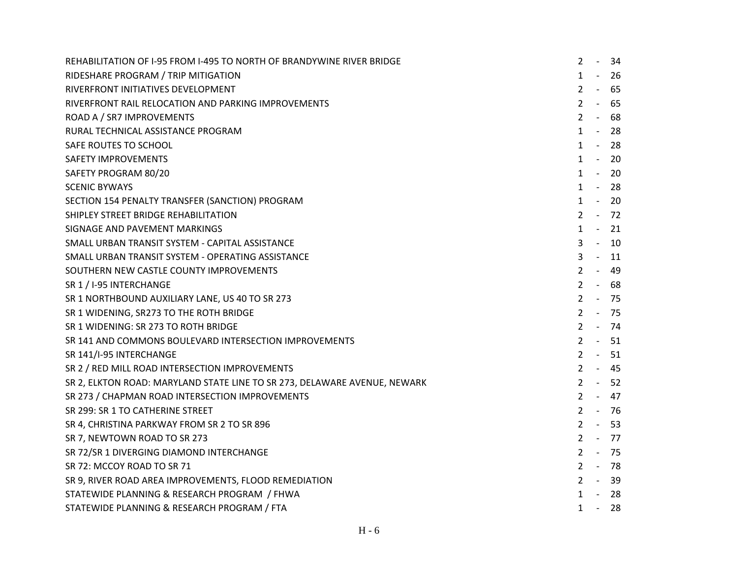| | |
|---|---|
| REHABILITATION OF I-95 FROM I-495 TO NORTH OF BRANDYWINE RIVER BRIDGE | 2 - 34 |
| RIDESHARE PROGRAM / TRIP MITIGATION | 1 - 26 |
| RIVERFRONT INITIATIVES DEVELOPMENT | 2 - 65 |
| RIVERFRONT RAIL RELOCATION AND PARKING IMPROVEMENTS | 2 - 65 |
| ROAD A / SR7 IMPROVEMENTS | 2 - 68 |
| RURAL TECHNICAL ASSISTANCE PROGRAM | 1 - 28 |
| SAFE ROUTES TO SCHOOL | 1 - 28 |
| SAFETY IMPROVEMENTS | 1 - 20 |
| SAFETY PROGRAM 80/20 | 1 - 20 |
| SCENIC BYWAYS | 1 - 28 |
| SECTION 154 PENALTY TRANSFER (SANCTION) PROGRAM | 1 - 20 |
| SHIPLEY STREET BRIDGE REHABILITATION | 2 - 72 |
| SIGNAGE AND PAVEMENT MARKINGS | 1 - 21 |
| SMALL URBAN TRANSIT SYSTEM - CAPITAL ASSISTANCE | 3 - 10 |
| SMALL URBAN TRANSIT SYSTEM - OPERATING ASSISTANCE | 3 - 11 |
| SOUTHERN NEW CASTLE COUNTY IMPROVEMENTS | 2 - 49 |
| SR 1 / I-95 INTERCHANGE | 2 - 68 |
| SR 1 NORTHBOUND AUXILIARY LANE, US 40 TO SR 273 | 2 - 75 |
| SR 1 WIDENING, SR273 TO THE ROTH BRIDGE | 2 - 75 |
| SR 1 WIDENING: SR 273 TO ROTH BRIDGE | 2 - 74 |
| SR 141 AND COMMONS BOULEVARD INTERSECTION IMPROVEMENTS | 2 - 51 |
| SR 141/I-95 INTERCHANGE | 2 - 51 |
| SR 2 / RED MILL ROAD INTERSECTION IMPROVEMENTS | 2 - 45 |
| SR 2, ELKTON ROAD: MARYLAND STATE LINE TO SR 273, DELAWARE AVENUE, NEWARK | 2 - 52 |
| SR 273 / CHAPMAN ROAD INTERSECTION IMPROVEMENTS | 2 - 47 |
| SR 299: SR 1 TO CATHERINE STREET | 2 - 76 |
| SR 4, CHRISTINA PARKWAY FROM SR 2 TO SR 896 | 2 - 53 |
| SR 7, NEWTOWN ROAD TO SR 273 | 2 - 77 |
| SR 72/SR 1 DIVERGING DIAMOND INTERCHANGE | 2 - 75 |
| SR 72: MCCOY ROAD TO SR 71 | 2 - 78 |
| SR 9, RIVER ROAD AREA IMPROVEMENTS, FLOOD REMEDIATION | 2 - 39 |
| STATEWIDE PLANNING & RESEARCH PROGRAM / FHWA | 1 - 28 |
| STATEWIDE PLANNING & RESEARCH PROGRAM / FTA | 1 - 28 |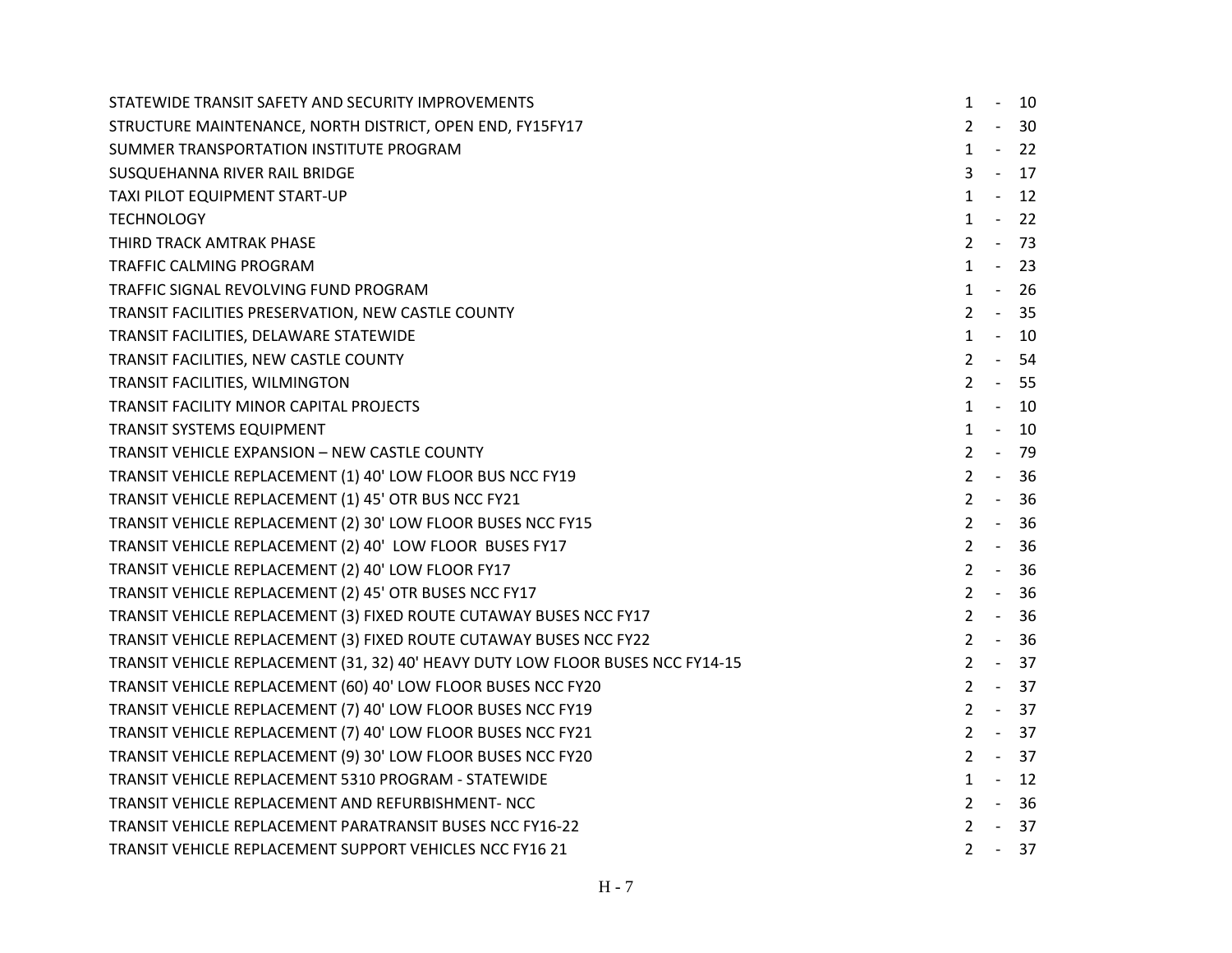| | |
|---|---|
| STATEWIDE TRANSIT SAFETY AND SECURITY IMPROVEMENTS | 1 - 10 |
| STRUCTURE MAINTENANCE, NORTH DISTRICT, OPEN END, FY15FY17 | 2 - 30 |
| SUMMER TRANSPORTATION INSTITUTE PROGRAM | 1 - 22 |
| SUSQUEHANNA RIVER RAIL BRIDGE | 3 - 17 |
| TAXI PILOT EQUIPMENT START-UP | 1 - 12 |
| TECHNOLOGY | 1 - 22 |
| THIRD TRACK AMTRAK PHASE | 2 - 73 |
| TRAFFIC CALMING PROGRAM | 1 - 23 |
| TRAFFIC SIGNAL REVOLVING FUND PROGRAM | 1 - 26 |
| TRANSIT FACILITIES PRESERVATION, NEW CASTLE COUNTY | 2 - 35 |
| TRANSIT FACILITIES, DELAWARE STATEWIDE | 1 - 10 |
| TRANSIT FACILITIES, NEW CASTLE COUNTY | 2 - 54 |
| TRANSIT FACILITIES, WILMINGTON | 2 - 55 |
| TRANSIT FACILITY MINOR CAPITAL PROJECTS | 1 - 10 |
| TRANSIT SYSTEMS EQUIPMENT | 1 - 10 |
| TRANSIT VEHICLE EXPANSION – NEW CASTLE COUNTY | 2 - 79 |
| TRANSIT VEHICLE REPLACEMENT (1) 40' LOW FLOOR BUS NCC FY19 | 2 - 36 |
| TRANSIT VEHICLE REPLACEMENT (1) 45' OTR BUS NCC FY21 | 2 - 36 |
| TRANSIT VEHICLE REPLACEMENT (2) 30' LOW FLOOR BUSES NCC FY15 | 2 - 36 |
| TRANSIT VEHICLE REPLACEMENT (2) 40' LOW FLOOR BUSES FY17 | 2 - 36 |
| TRANSIT VEHICLE REPLACEMENT (2) 40' LOW FLOOR FY17 | 2 - 36 |
| TRANSIT VEHICLE REPLACEMENT (2) 45' OTR BUSES NCC FY17 | 2 - 36 |
| TRANSIT VEHICLE REPLACEMENT (3) FIXED ROUTE CUTAWAY BUSES NCC FY17 | 2 - 36 |
| TRANSIT VEHICLE REPLACEMENT (3) FIXED ROUTE CUTAWAY BUSES NCC FY22 | 2 - 36 |
| TRANSIT VEHICLE REPLACEMENT (31, 32) 40' HEAVY DUTY LOW FLOOR BUSES NCC FY14-15 | 2 - 37 |
| TRANSIT VEHICLE REPLACEMENT (60) 40' LOW FLOOR BUSES NCC FY20 | 2 - 37 |
| TRANSIT VEHICLE REPLACEMENT (7) 40' LOW FLOOR BUSES NCC FY19 | 2 - 37 |
| TRANSIT VEHICLE REPLACEMENT (7) 40' LOW FLOOR BUSES NCC FY21 | 2 - 37 |
| TRANSIT VEHICLE REPLACEMENT (9) 30' LOW FLOOR BUSES NCC FY20 | 2 - 37 |
| TRANSIT VEHICLE REPLACEMENT 5310 PROGRAM - STATEWIDE | 1 - 12 |
| TRANSIT VEHICLE REPLACEMENT AND REFURBISHMENT- NCC | 2 - 36 |
| TRANSIT VEHICLE REPLACEMENT PARATRANSIT BUSES NCC FY16-22 | 2 - 37 |
| TRANSIT VEHICLE REPLACEMENT SUPPORT VEHICLES NCC FY16 21 | 2 - 37 |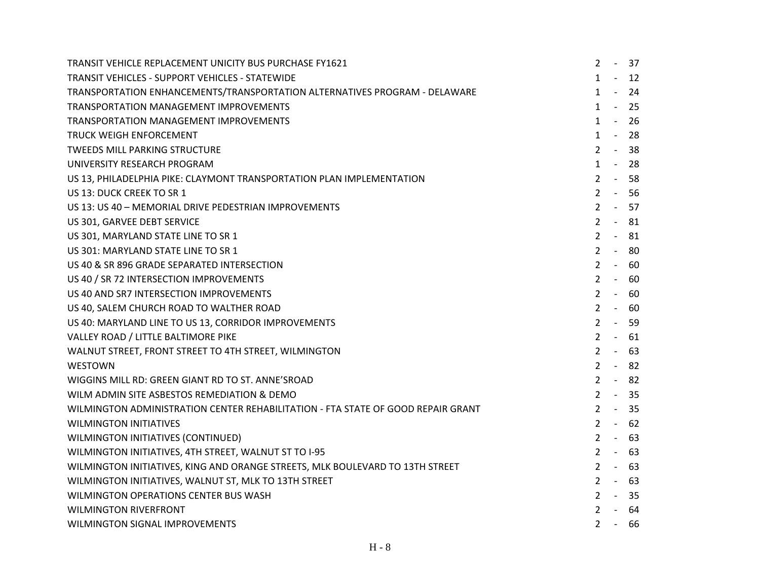| | |
|---|---|
| TRANSIT VEHICLE REPLACEMENT UNICITY BUS PURCHASE FY1621 | 2 - 37 |
| TRANSIT VEHICLES - SUPPORT VEHICLES - STATEWIDE | 1 - 12 |
| TRANSPORTATION ENHANCEMENTS/TRANSPORTATION ALTERNATIVES PROGRAM - DELAWARE | 1 - 24 |
| TRANSPORTATION MANAGEMENT IMPROVEMENTS | 1 - 25 |
| TRANSPORTATION MANAGEMENT IMPROVEMENTS | 1 - 26 |
| TRUCK WEIGH ENFORCEMENT | 1 - 28 |
| TWEEDS MILL PARKING STRUCTURE | 2 - 38 |
| UNIVERSITY RESEARCH PROGRAM | 1 - 28 |
| US 13, PHILADELPHIA PIKE: CLAYMONT TRANSPORTATION PLAN IMPLEMENTATION | 2 - 58 |
| US 13: DUCK CREEK TO SR 1 | 2 - 56 |
| US 13: US 40 – MEMORIAL DRIVE PEDESTRIAN IMPROVEMENTS | 2 - 57 |
| US 301, GARVEE DEBT SERVICE | 2 - 81 |
| US 301, MARYLAND STATE LINE TO SR 1 | 2 - 81 |
| US 301: MARYLAND STATE LINE TO SR 1 | 2 - 80 |
| US 40 & SR 896 GRADE SEPARATED INTERSECTION | 2 - 60 |
| US 40 / SR 72 INTERSECTION IMPROVEMENTS | 2 - 60 |
| US 40 AND SR7 INTERSECTION IMPROVEMENTS | 2 - 60 |
| US 40, SALEM CHURCH ROAD TO WALTHER ROAD | 2 - 60 |
| US 40: MARYLAND LINE TO US 13, CORRIDOR IMPROVEMENTS | 2 - 59 |
| VALLEY ROAD / LITTLE BALTIMORE PIKE | 2 - 61 |
| WALNUT STREET, FRONT STREET TO 4TH STREET, WILMINGTON | 2 - 63 |
| WESTOWN | 2 - 82 |
| WIGGINS MILL RD: GREEN GIANT RD TO ST. ANNE'SROAD | 2 - 82 |
| WILM ADMIN SITE ASBESTOS REMEDIATION & DEMO | 2 - 35 |
| WILMINGTON ADMINISTRATION CENTER REHABILITATION - FTA STATE OF GOOD REPAIR GRANT | 2 - 35 |
| WILMINGTON INITIATIVES | 2 - 62 |
| WILMINGTON INITIATIVES (CONTINUED) | 2 - 63 |
| WILMINGTON INITIATIVES, 4TH STREET, WALNUT ST TO I-95 | 2 - 63 |
| WILMINGTON INITIATIVES, KING AND ORANGE STREETS, MLK BOULEVARD TO 13TH STREET | 2 - 63 |
| WILMINGTON INITIATIVES, WALNUT ST, MLK TO 13TH STREET | 2 - 63 |
| WILMINGTON OPERATIONS CENTER BUS WASH | 2 - 35 |
| WILMINGTON RIVERFRONT | 2 - 64 |
| WILMINGTON SIGNAL IMPROVEMENTS | 2 - 66 |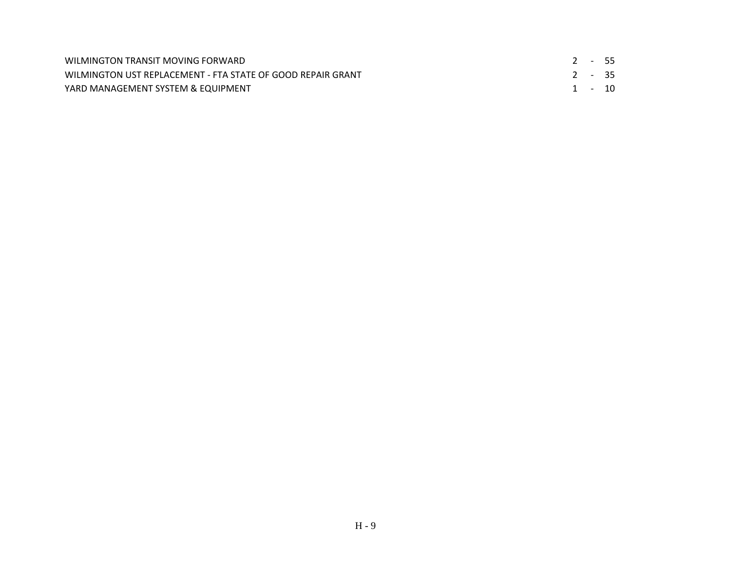| | |
|---|---|
| WILMINGTON TRANSIT MOVING FORWARD | 2 - 55 |
| WILMINGTON UST REPLACEMENT - FTA STATE OF GOOD REPAIR GRANT | 2 - 35 |
| YARD MANAGEMENT SYSTEM & EQUIPMENT | 1 - 10 |